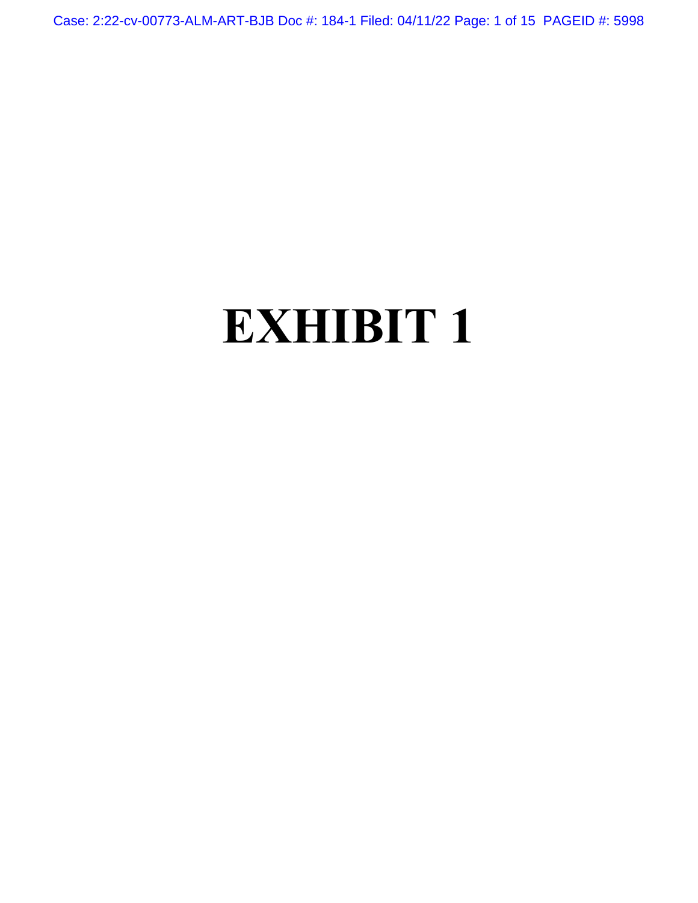# EXHIBIT 1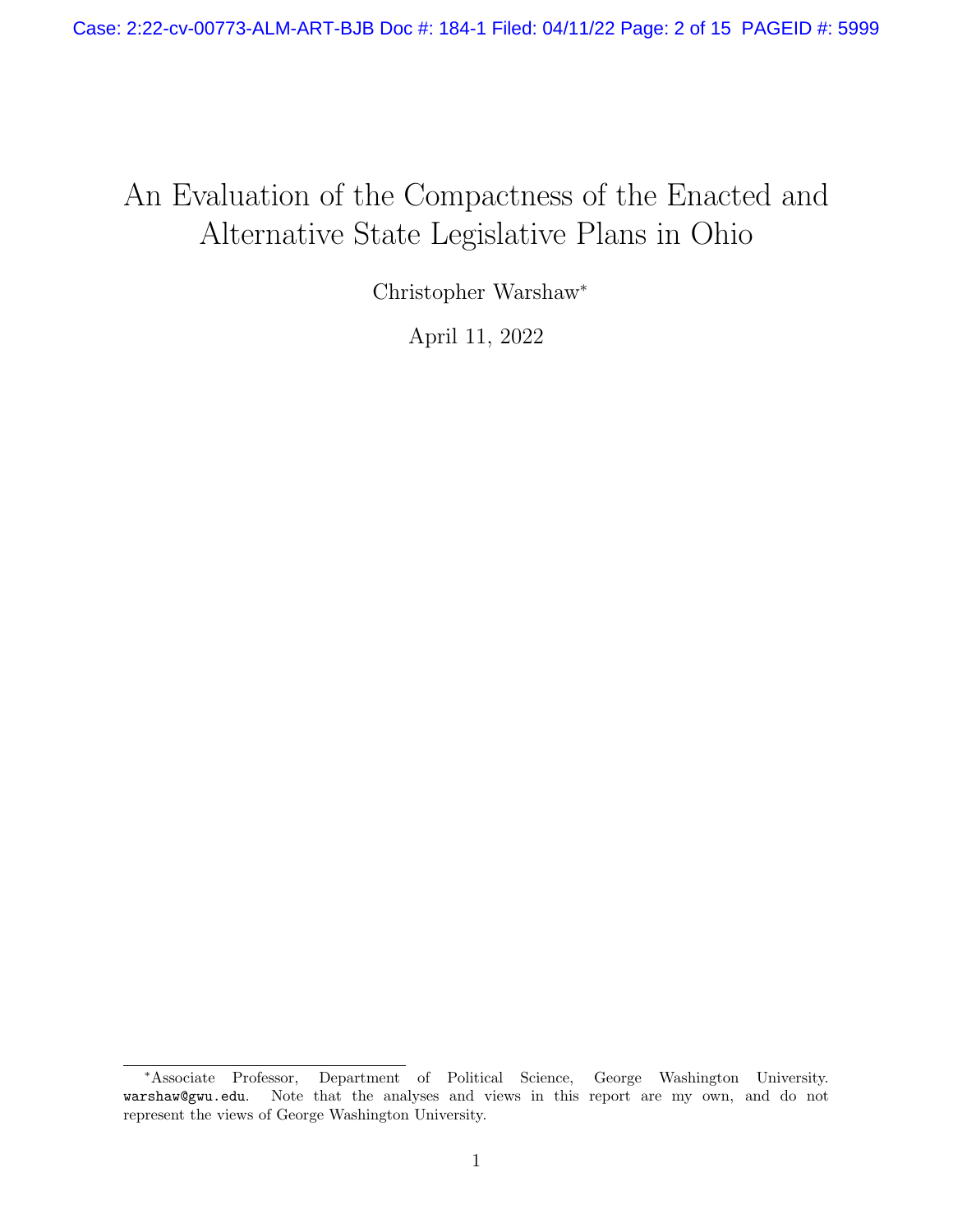# An Evaluation of the Compactness of the Enacted and Alternative State Legislative Plans in Ohio

Christopher Warshaw*

April 11, 2022

---

*Associate Professor, Department of Political Science, George Washington University. warshaw@gwu.edu. Note that the analyses and views in this report are my own, and do not represent the views of George Washington University.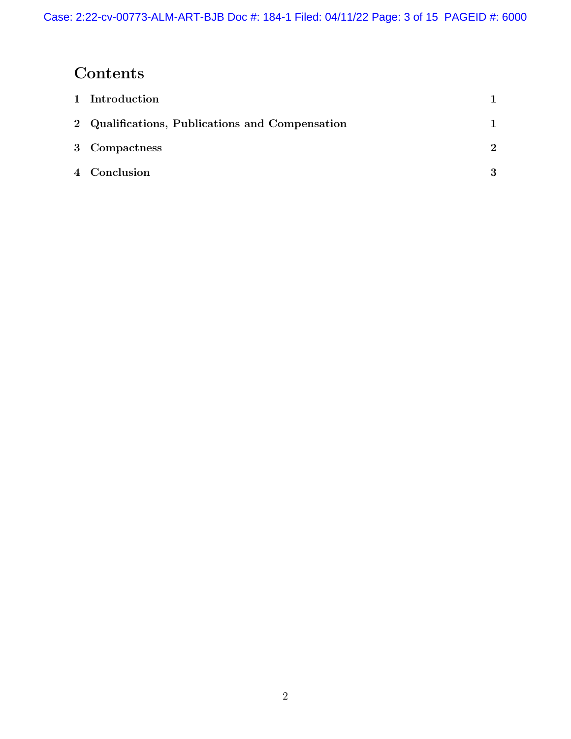# Contents

| | | |
|---|---|---|
| 1 | Introduction | 1 |
| 2 | Qualifications, Publications and Compensation | 1 |
| 3 | Compactness | 2 |
| 4 | Conclusion | 3 |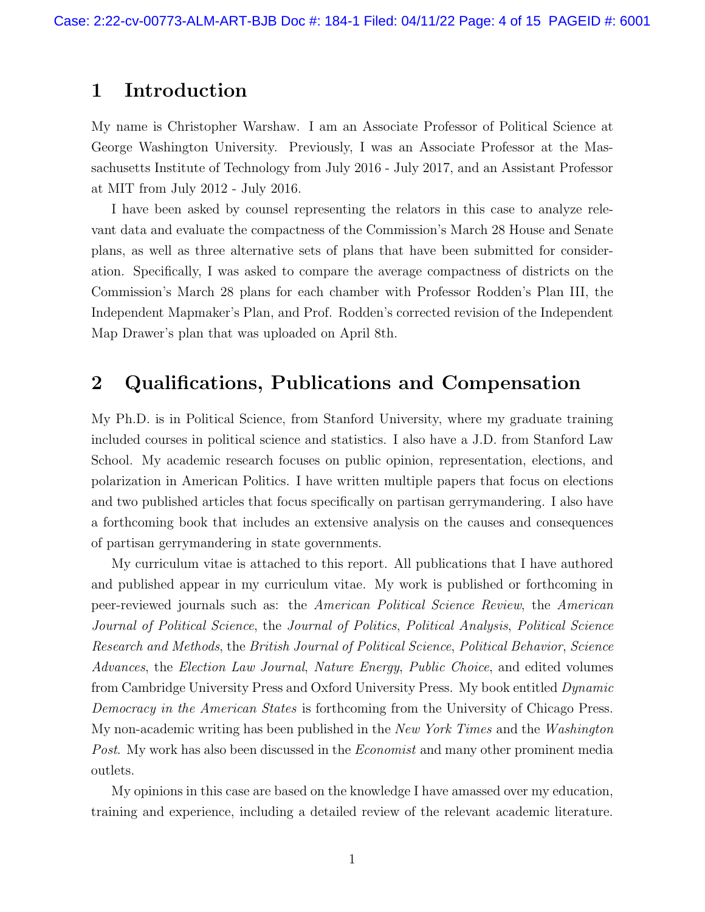## 1 Introduction

My name is Christopher Warshaw. I am an Associate Professor of Political Science at George Washington University. Previously, I was an Associate Professor at the Massachusetts Institute of Technology from July 2016 - July 2017, and an Assistant Professor at MIT from July 2012 - July 2016.

I have been asked by counsel representing the relators in this case to analyze relevant data and evaluate the compactness of the Commission's March 28 House and Senate plans, as well as three alternative sets of plans that have been submitted for consideration. Specifically, I was asked to compare the average compactness of districts on the Commission's March 28 plans for each chamber with Professor Rodden's Plan III, the Independent Mapmaker's Plan, and Prof. Rodden's corrected revision of the Independent Map Drawer's plan that was uploaded on April 8th.

## 2 Qualifications, Publications and Compensation

My Ph.D. is in Political Science, from Stanford University, where my graduate training included courses in political science and statistics. I also have a J.D. from Stanford Law School. My academic research focuses on public opinion, representation, elections, and polarization in American Politics. I have written multiple papers that focus on elections and two published articles that focus specifically on partisan gerrymandering. I also have a forthcoming book that includes an extensive analysis on the causes and consequences of partisan gerrymandering in state governments.

My curriculum vitae is attached to this report. All publications that I have authored and published appear in my curriculum vitae. My work is published or forthcoming in peer-reviewed journals such as: the *American Political Science Review*, the *American Journal of Political Science*, the *Journal of Politics*, *Political Analysis*, *Political Science Research and Methods*, the *British Journal of Political Science*, *Political Behavior*, *Science Advances*, the *Election Law Journal*, *Nature Energy*, *Public Choice*, and edited volumes from Cambridge University Press and Oxford University Press. My book entitled *Dynamic Democracy in the American States* is forthcoming from the University of Chicago Press. My non-academic writing has been published in the *New York Times* and the *Washington Post*. My work has also been discussed in the *Economist* and many other prominent media outlets.

My opinions in this case are based on the knowledge I have amassed over my education, training and experience, including a detailed review of the relevant academic literature.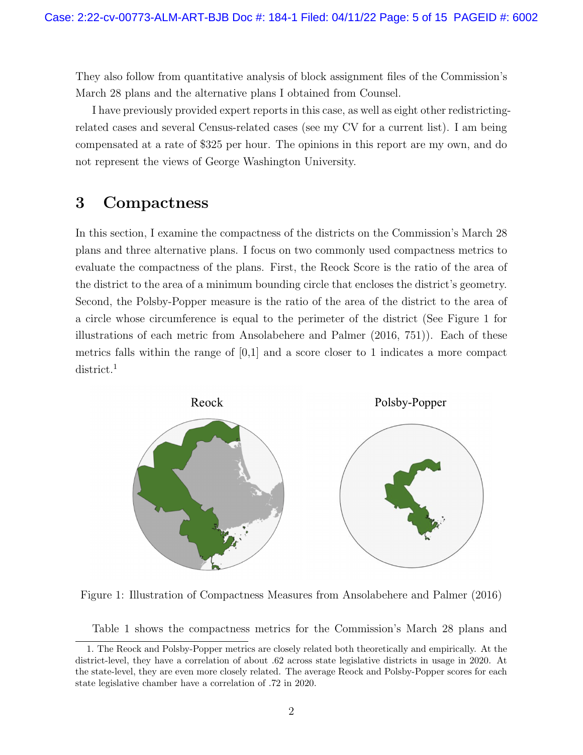They also follow from quantitative analysis of block assignment files of the Commission's March 28 plans and the alternative plans I obtained from Counsel.

I have previously provided expert reports in this case, as well as eight other redistricting-related cases and several Census-related cases (see my CV for a current list). I am being compensated at a rate of $325 per hour. The opinions in this report are my own, and do not represent the views of George Washington University.

## 3 Compactness

In this section, I examine the compactness of the districts on the Commission's March 28 plans and three alternative plans. I focus on two commonly used compactness metrics to evaluate the compactness of the plans. First, the Reock Score is the ratio of the area of the district to the area of a minimum bounding circle that encloses the district's geometry. Second, the Polsby-Popper measure is the ratio of the area of the district to the area of a circle whose circumference is equal to the perimeter of the district (See Figure 1 for illustrations of each metric from Ansolabehere and Palmer (2016, 751)). Each of these metrics falls within the range of [0,1] and a score closer to 1 indicates a more compact district.[1]

Figure 1: Illustration of Compactness Measures from Ansolabehere and Palmer (2016)

Table 1 shows the compactness metrics for the Commission's March 28 plans and

1. The Reock and Polsby-Popper metrics are closely related both theoretically and empirically. At the district-level, they have a correlation of about .62 across state legislative districts in usage in 2020. At the state-level, they are even more closely related. The average Reock and Polsby-Popper scores for each state legislative chamber have a correlation of .72 in 2020.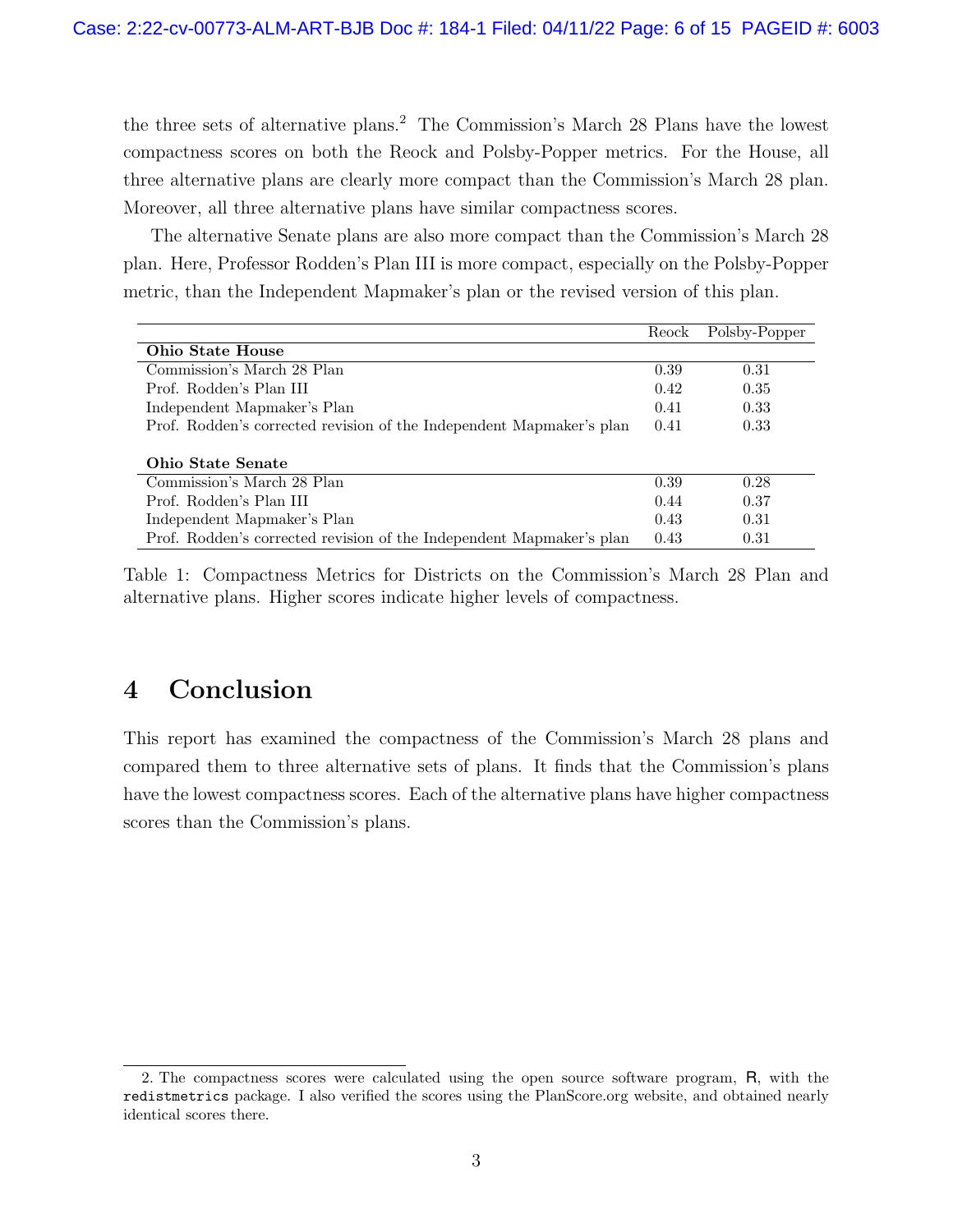the three sets of alternative plans.[2] The Commission's March 28 Plans have the lowest compactness scores on both the Reock and Polsby-Popper metrics. For the House, all three alternative plans are clearly more compact than the Commission's March 28 plan. Moreover, all three alternative plans have similar compactness scores.

The alternative Senate plans are also more compact than the Commission's March 28 plan. Here, Professor Rodden's Plan III is more compact, especially on the Polsby-Popper metric, than the Independent Mapmaker's plan or the revised version of this plan.

| | Reock | Polsby-Popper |
|---|---|---|
| **Ohio State House** | | |
| Commission's March 28 Plan | 0.39 | 0.31 |
| Prof. Rodden's Plan III | 0.42 | 0.35 |
| Independent Mapmaker's Plan | 0.41 | 0.33 |
| Prof. Rodden's corrected revision of the Independent Mapmaker's plan | 0.41 | 0.33 |
| **Ohio State Senate** | | |
| Commission's March 28 Plan | 0.39 | 0.28 |
| Prof. Rodden's Plan III | 0.44 | 0.37 |
| Independent Mapmaker's Plan | 0.43 | 0.31 |
| Prof. Rodden's corrected revision of the Independent Mapmaker's plan | 0.43 | 0.31 |

Table 1: Compactness Metrics for Districts on the Commission's March 28 Plan and alternative plans. Higher scores indicate higher levels of compactness.

## 4 Conclusion

This report has examined the compactness of the Commission's March 28 plans and compared them to three alternative sets of plans. It finds that the Commission's plans have the lowest compactness scores. Each of the alternative plans have higher compactness scores than the Commission's plans.

2. The compactness scores were calculated using the open source software program, R, with the `redistmetrics` package. I also verified the scores using the PlanScore.org website, and obtained nearly identical scores there.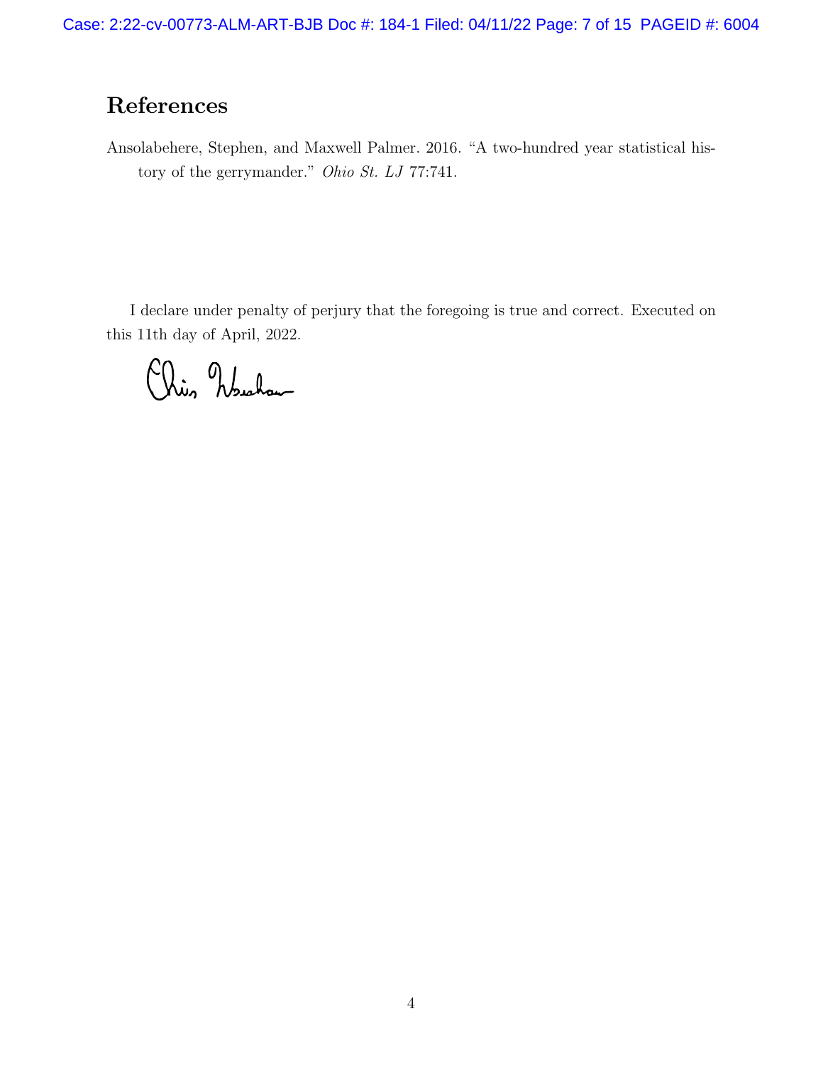## References

Ansolabehere, Stephen, and Maxwell Palmer. 2016. "A two-hundred year statistical history of the gerrymander." *Ohio St. LJ* 77:741.

I declare under penalty of perjury that the foregoing is true and correct. Executed on this 11th day of April, 2022.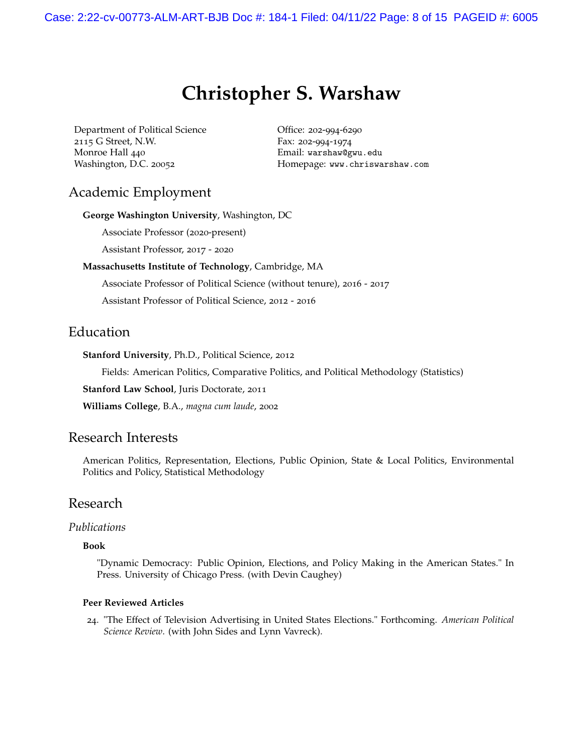# Christopher S. Warshaw

Department of Political Science
2115 G Street, N.W.
Monroe Hall 440
Washington, D.C. 20052

Office: 202-994-6290
Fax: 202-994-1974
Email: warshaw@gwu.edu
Homepage: www.chriswarshaw.com

## Academic Employment

**George Washington University**, Washington, DC

Associate Professor (2020-present)

Assistant Professor, 2017 - 2020

**Massachusetts Institute of Technology**, Cambridge, MA

Associate Professor of Political Science (without tenure), 2016 - 2017

Assistant Professor of Political Science, 2012 - 2016

## Education

**Stanford University**, Ph.D., Political Science, 2012

Fields: American Politics, Comparative Politics, and Political Methodology (Statistics)

**Stanford Law School**, Juris Doctorate, 2011

**Williams College**, B.A., *magna cum laude*, 2002

## Research Interests

American Politics, Representation, Elections, Public Opinion, State & Local Politics, Environmental Politics and Policy, Statistical Methodology

## Research

### *Publications*

**Book**

"Dynamic Democracy: Public Opinion, Elections, and Policy Making in the American States." In Press. University of Chicago Press. (with Devin Caughey)

**Peer Reviewed Articles**

24. "The Effect of Television Advertising in United States Elections." Forthcoming. *American Political Science Review*. (with John Sides and Lynn Vavreck).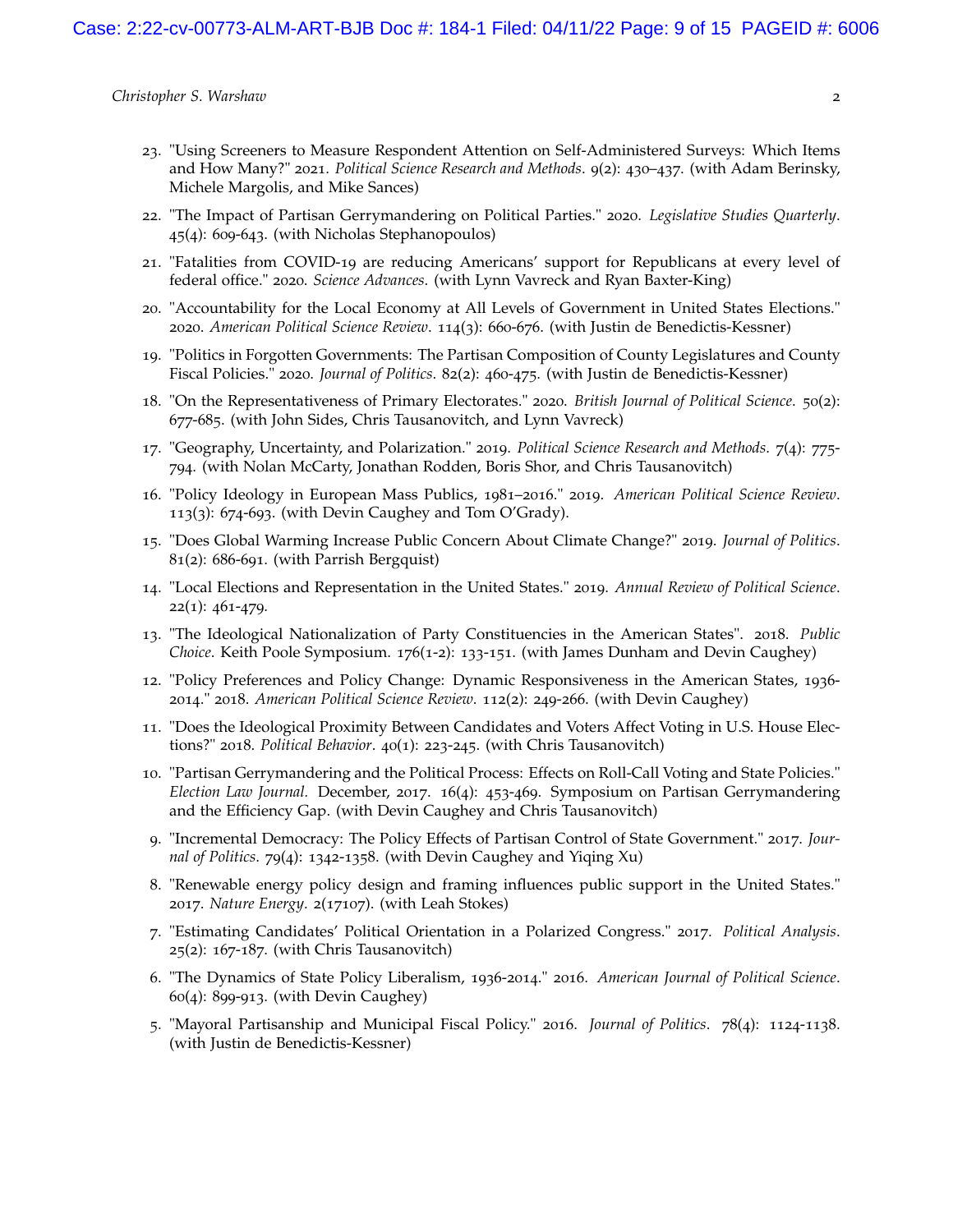23. "Using Screeners to Measure Respondent Attention on Self-Administered Surveys: Which Items and How Many?" 2021. *Political Science Research and Methods*. 9(2): 430–437. (with Adam Berinsky, Michele Margolis, and Mike Sances)

22. "The Impact of Partisan Gerrymandering on Political Parties." 2020. *Legislative Studies Quarterly*. 45(4): 609-643. (with Nicholas Stephanopoulos)

21. "Fatalities from COVID-19 are reducing Americans' support for Republicans at every level of federal office." 2020. *Science Advances*. (with Lynn Vavreck and Ryan Baxter-King)

20. "Accountability for the Local Economy at All Levels of Government in United States Elections." 2020. *American Political Science Review*. 114(3): 660-676. (with Justin de Benedictis-Kessner)

19. "Politics in Forgotten Governments: The Partisan Composition of County Legislatures and County Fiscal Policies." 2020. *Journal of Politics*. 82(2): 460-475. (with Justin de Benedictis-Kessner)

18. "On the Representativeness of Primary Electorates." 2020. *British Journal of Political Science*. 50(2): 677-685. (with John Sides, Chris Tausanovitch, and Lynn Vavreck)

17. "Geography, Uncertainty, and Polarization." 2019. *Political Science Research and Methods*. 7(4): 775-794. (with Nolan McCarty, Jonathan Rodden, Boris Shor, and Chris Tausanovitch)

16. "Policy Ideology in European Mass Publics, 1981–2016." 2019. *American Political Science Review*. 113(3): 674-693. (with Devin Caughey and Tom O'Grady).

15. "Does Global Warming Increase Public Concern About Climate Change?" 2019. *Journal of Politics*. 81(2): 686-691. (with Parrish Bergquist)

14. "Local Elections and Representation in the United States." 2019. *Annual Review of Political Science*. 22(1): 461-479.

13. "The Ideological Nationalization of Party Constituencies in the American States". 2018. *Public Choice*. Keith Poole Symposium. 176(1-2): 133-151. (with James Dunham and Devin Caughey)

12. "Policy Preferences and Policy Change: Dynamic Responsiveness in the American States, 1936-2014." 2018. *American Political Science Review*. 112(2): 249-266. (with Devin Caughey)

11. "Does the Ideological Proximity Between Candidates and Voters Affect Voting in U.S. House Elections?" 2018. *Political Behavior*. 40(1): 223-245. (with Chris Tausanovitch)

10. "Partisan Gerrymandering and the Political Process: Effects on Roll-Call Voting and State Policies." *Election Law Journal*. December, 2017. 16(4): 453-469. Symposium on Partisan Gerrymandering and the Efficiency Gap. (with Devin Caughey and Chris Tausanovitch)

9. "Incremental Democracy: The Policy Effects of Partisan Control of State Government." 2017. *Journal of Politics*. 79(4): 1342-1358. (with Devin Caughey and Yiqing Xu)

8. "Renewable energy policy design and framing influences public support in the United States." 2017. *Nature Energy*. 2(17107). (with Leah Stokes)

7. "Estimating Candidates' Political Orientation in a Polarized Congress." 2017. *Political Analysis*. 25(2): 167-187. (with Chris Tausanovitch)

6. "The Dynamics of State Policy Liberalism, 1936-2014." 2016. *American Journal of Political Science*. 60(4): 899-913. (with Devin Caughey)

5. "Mayoral Partisanship and Municipal Fiscal Policy." 2016. *Journal of Politics*. 78(4): 1124-1138. (with Justin de Benedictis-Kessner)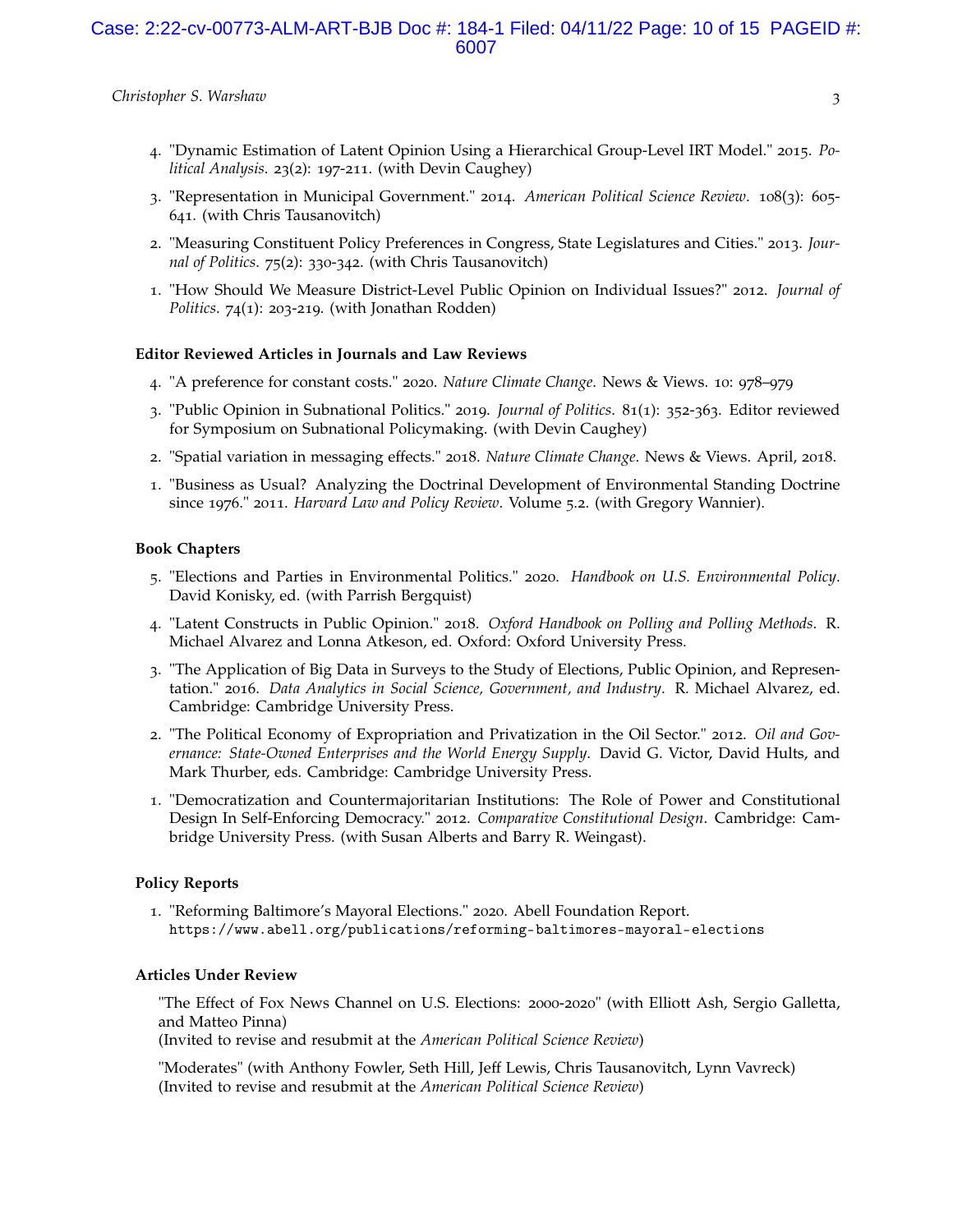4. "Dynamic Estimation of Latent Opinion Using a Hierarchical Group-Level IRT Model." 2015. *Political Analysis*. 23(2): 197-211. (with Devin Caughey)

3. "Representation in Municipal Government." 2014. *American Political Science Review*. 108(3): 605-641. (with Chris Tausanovitch)

2. "Measuring Constituent Policy Preferences in Congress, State Legislatures and Cities." 2013. *Journal of Politics*. 75(2): 330-342. (with Chris Tausanovitch)

1. "How Should We Measure District-Level Public Opinion on Individual Issues?" 2012. *Journal of Politics*. 74(1): 203-219. (with Jonathan Rodden)

### Editor Reviewed Articles in Journals and Law Reviews

4. "A preference for constant costs." 2020. *Nature Climate Change*. News & Views. 10: 978–979

3. "Public Opinion in Subnational Politics." 2019. *Journal of Politics*. 81(1): 352-363. Editor reviewed for Symposium on Subnational Policymaking. (with Devin Caughey)

2. "Spatial variation in messaging effects." 2018. *Nature Climate Change*. News & Views. April, 2018.

1. "Business as Usual? Analyzing the Doctrinal Development of Environmental Standing Doctrine since 1976." 2011. *Harvard Law and Policy Review*. Volume 5.2. (with Gregory Wannier).

### Book Chapters

5. "Elections and Parties in Environmental Politics." 2020. *Handbook on U.S. Environmental Policy*. David Konisky, ed. (with Parrish Bergquist)

4. "Latent Constructs in Public Opinion." 2018. *Oxford Handbook on Polling and Polling Methods*. R. Michael Alvarez and Lonna Atkeson, ed. Oxford: Oxford University Press.

3. "The Application of Big Data in Surveys to the Study of Elections, Public Opinion, and Representation." 2016. *Data Analytics in Social Science, Government, and Industry*. R. Michael Alvarez, ed. Cambridge: Cambridge University Press.

2. "The Political Economy of Expropriation and Privatization in the Oil Sector." 2012. *Oil and Governance: State-Owned Enterprises and the World Energy Supply*. David G. Victor, David Hults, and Mark Thurber, eds. Cambridge: Cambridge University Press.

1. "Democratization and Countermajoritarian Institutions: The Role of Power and Constitutional Design In Self-Enforcing Democracy." 2012. *Comparative Constitutional Design*. Cambridge: Cambridge University Press. (with Susan Alberts and Barry R. Weingast).

### Policy Reports

1. "Reforming Baltimore's Mayoral Elections." 2020. Abell Foundation Report. `https://www.abell.org/publications/reforming-baltimores-mayoral-elections`

### Articles Under Review

"The Effect of Fox News Channel on U.S. Elections: 2000-2020" (with Elliott Ash, Sergio Galletta, and Matteo Pinna)
(Invited to revise and resubmit at the *American Political Science Review*)

"Moderates" (with Anthony Fowler, Seth Hill, Jeff Lewis, Chris Tausanovitch, Lynn Vavreck)
(Invited to revise and resubmit at the *American Political Science Review*)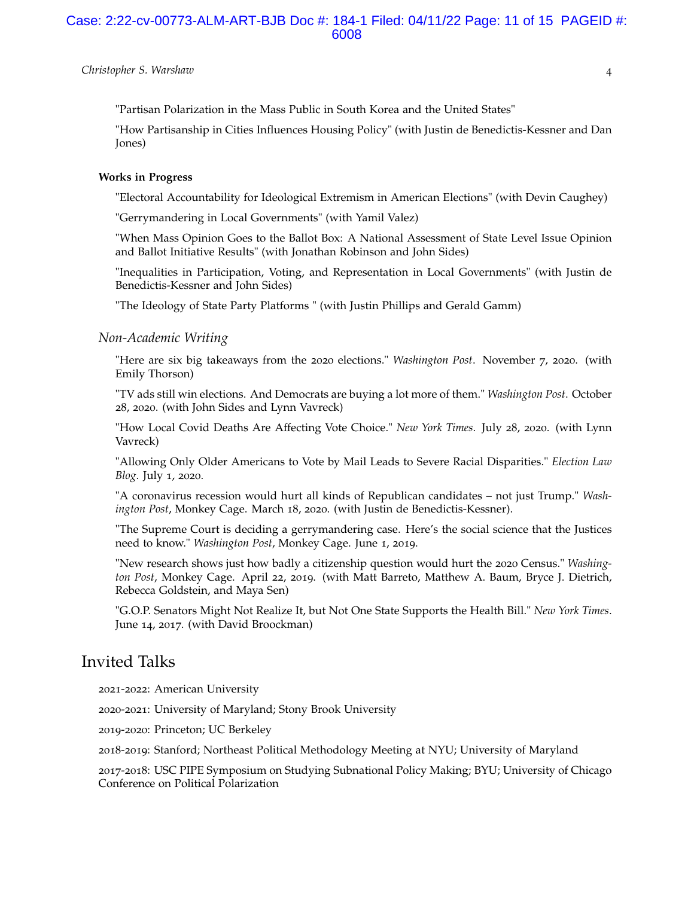"Partisan Polarization in the Mass Public in South Korea and the United States"

"How Partisanship in Cities Influences Housing Policy" (with Justin de Benedictis-Kessner and Dan Jones)

**Works in Progress**

"Electoral Accountability for Ideological Extremism in American Elections" (with Devin Caughey)

"Gerrymandering in Local Governments" (with Yamil Valez)

"When Mass Opinion Goes to the Ballot Box: A National Assessment of State Level Issue Opinion and Ballot Initiative Results" (with Jonathan Robinson and John Sides)

"Inequalities in Participation, Voting, and Representation in Local Governments" (with Justin de Benedictis-Kessner and John Sides)

"The Ideology of State Party Platforms " (with Justin Phillips and Gerald Gamm)

### *Non-Academic Writing*

"Here are six big takeaways from the 2020 elections." *Washington Post*. November 7, 2020. (with Emily Thorson)

"TV ads still win elections. And Democrats are buying a lot more of them." *Washington Post*. October 28, 2020. (with John Sides and Lynn Vavreck)

"How Local Covid Deaths Are Affecting Vote Choice." *New York Times*. July 28, 2020. (with Lynn Vavreck)

"Allowing Only Older Americans to Vote by Mail Leads to Severe Racial Disparities." *Election Law Blog*. July 1, 2020.

"A coronavirus recession would hurt all kinds of Republican candidates – not just Trump." *Washington Post*, Monkey Cage. March 18, 2020. (with Justin de Benedictis-Kessner).

"The Supreme Court is deciding a gerrymandering case. Here's the social science that the Justices need to know." *Washington Post*, Monkey Cage. June 1, 2019.

"New research shows just how badly a citizenship question would hurt the 2020 Census." *Washington Post*, Monkey Cage. April 22, 2019. (with Matt Barreto, Matthew A. Baum, Bryce J. Dietrich, Rebecca Goldstein, and Maya Sen)

"G.O.P. Senators Might Not Realize It, but Not One State Supports the Health Bill." *New York Times*. June 14, 2017. (with David Broockman)

## Invited Talks

2021-2022: American University

2020-2021: University of Maryland; Stony Brook University

2019-2020: Princeton; UC Berkeley

2018-2019: Stanford; Northeast Political Methodology Meeting at NYU; University of Maryland

2017-2018: USC PIPE Symposium on Studying Subnational Policy Making; BYU; University of Chicago Conference on Political Polarization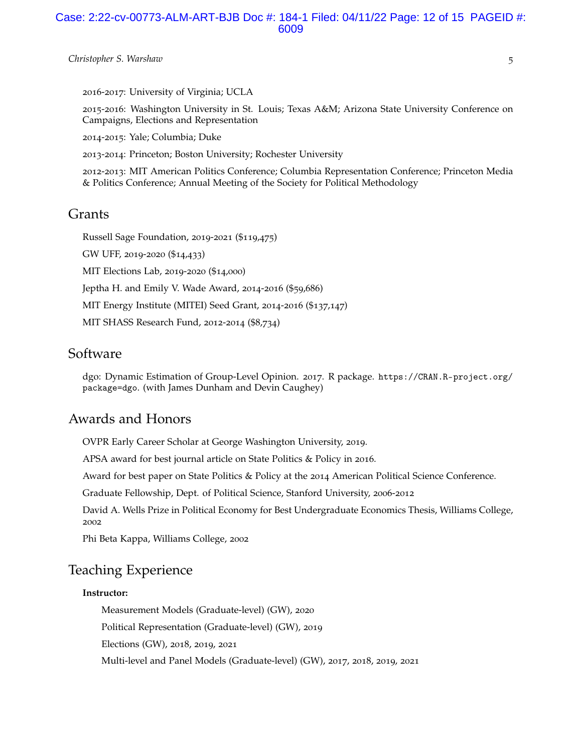2016-2017: University of Virginia; UCLA

2015-2016: Washington University in St. Louis; Texas A&M; Arizona State University Conference on Campaigns, Elections and Representation

2014-2015: Yale; Columbia; Duke

2013-2014: Princeton; Boston University; Rochester University

2012-2013: MIT American Politics Conference; Columbia Representation Conference; Princeton Media & Politics Conference; Annual Meeting of the Society for Political Methodology

## Grants

Russell Sage Foundation, 2019-2021 ($119,475)

GW UFF, 2019-2020 ($14,433)

MIT Elections Lab, 2019-2020 ($14,000)

Jeptha H. and Emily V. Wade Award, 2014-2016 ($59,686)

MIT Energy Institute (MITEI) Seed Grant, 2014-2016 ($137,147)

MIT SHASS Research Fund, 2012-2014 ($8,734)

## Software

dgo: Dynamic Estimation of Group-Level Opinion. 2017. R package. https://CRAN.R-project.org/package=dgo. (with James Dunham and Devin Caughey)

## Awards and Honors

OVPR Early Career Scholar at George Washington University, 2019.

APSA award for best journal article on State Politics & Policy in 2016.

Award for best paper on State Politics & Policy at the 2014 American Political Science Conference.

Graduate Fellowship, Dept. of Political Science, Stanford University, 2006-2012

David A. Wells Prize in Political Economy for Best Undergraduate Economics Thesis, Williams College, 2002

Phi Beta Kappa, Williams College, 2002

## Teaching Experience

**Instructor:**

Measurement Models (Graduate-level) (GW), 2020

Political Representation (Graduate-level) (GW), 2019

Elections (GW), 2018, 2019, 2021

Multi-level and Panel Models (Graduate-level) (GW), 2017, 2018, 2019, 2021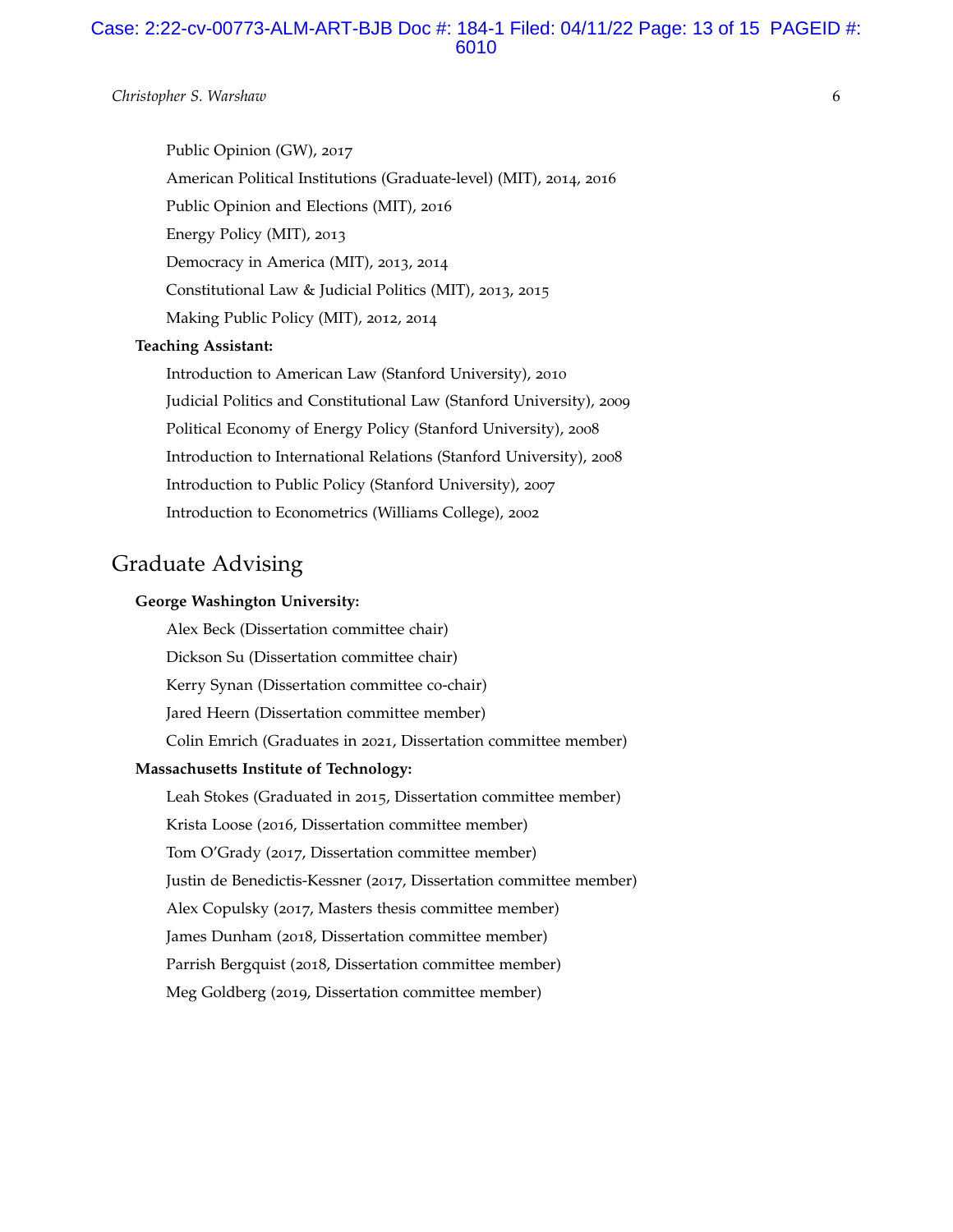Public Opinion (GW), 2017

American Political Institutions (Graduate-level) (MIT), 2014, 2016

Public Opinion and Elections (MIT), 2016

Energy Policy (MIT), 2013

Democracy in America (MIT), 2013, 2014

Constitutional Law & Judicial Politics (MIT), 2013, 2015

Making Public Policy (MIT), 2012, 2014

**Teaching Assistant:**

Introduction to American Law (Stanford University), 2010

Judicial Politics and Constitutional Law (Stanford University), 2009

Political Economy of Energy Policy (Stanford University), 2008

Introduction to International Relations (Stanford University), 2008

Introduction to Public Policy (Stanford University), 2007

Introduction to Econometrics (Williams College), 2002

## Graduate Advising

**George Washington University:**

Alex Beck (Dissertation committee chair)

Dickson Su (Dissertation committee chair)

Kerry Synan (Dissertation committee co-chair)

Jared Heern (Dissertation committee member)

Colin Emrich (Graduates in 2021, Dissertation committee member)

**Massachusetts Institute of Technology:**

Leah Stokes (Graduated in 2015, Dissertation committee member)

Krista Loose (2016, Dissertation committee member)

Tom O'Grady (2017, Dissertation committee member)

Justin de Benedictis-Kessner (2017, Dissertation committee member)

Alex Copulsky (2017, Masters thesis committee member)

James Dunham (2018, Dissertation committee member)

Parrish Bergquist (2018, Dissertation committee member)

Meg Goldberg (2019, Dissertation committee member)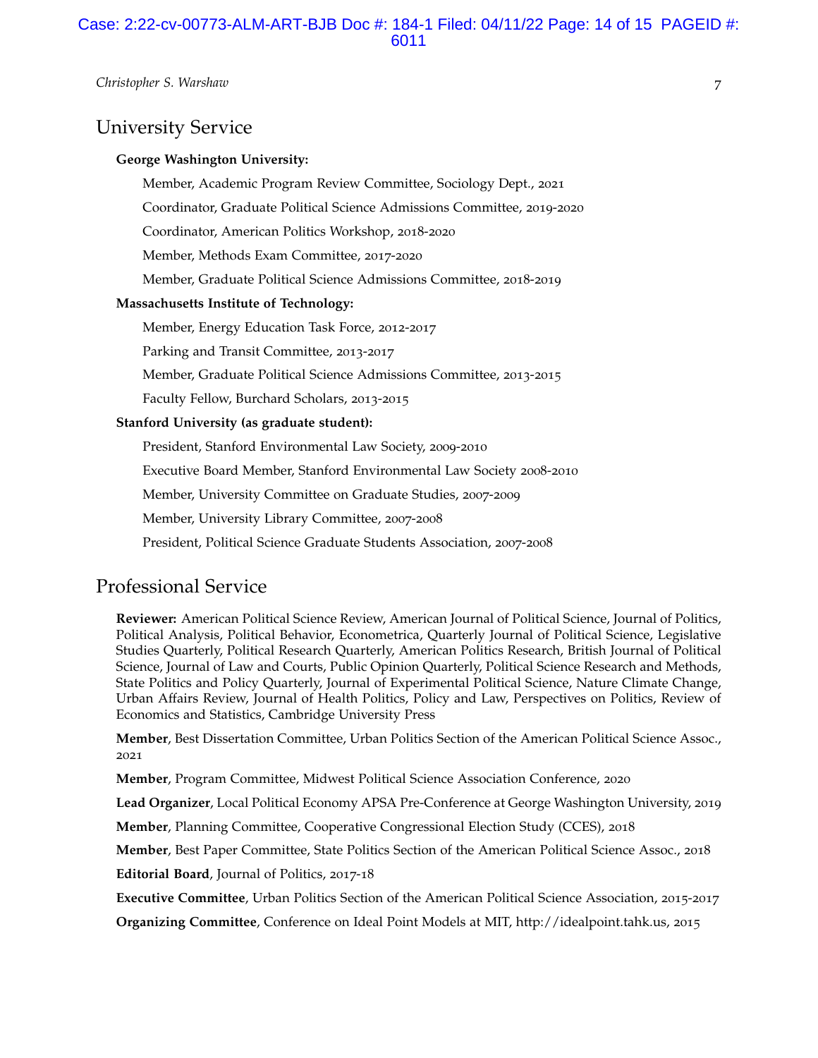## University Service

**George Washington University:**

Member, Academic Program Review Committee, Sociology Dept., 2021

Coordinator, Graduate Political Science Admissions Committee, 2019-2020

Coordinator, American Politics Workshop, 2018-2020

Member, Methods Exam Committee, 2017-2020

Member, Graduate Political Science Admissions Committee, 2018-2019

**Massachusetts Institute of Technology:**

Member, Energy Education Task Force, 2012-2017

Parking and Transit Committee, 2013-2017

Member, Graduate Political Science Admissions Committee, 2013-2015

Faculty Fellow, Burchard Scholars, 2013-2015

**Stanford University (as graduate student):**

President, Stanford Environmental Law Society, 2009-2010

Executive Board Member, Stanford Environmental Law Society 2008-2010

Member, University Committee on Graduate Studies, 2007-2009

Member, University Library Committee, 2007-2008

President, Political Science Graduate Students Association, 2007-2008

## Professional Service

**Reviewer:** American Political Science Review, American Journal of Political Science, Journal of Politics, Political Analysis, Political Behavior, Econometrica, Quarterly Journal of Political Science, Legislative Studies Quarterly, Political Research Quarterly, American Politics Research, British Journal of Political Science, Journal of Law and Courts, Public Opinion Quarterly, Political Science Research and Methods, State Politics and Policy Quarterly, Journal of Experimental Political Science, Nature Climate Change, Urban Affairs Review, Journal of Health Politics, Policy and Law, Perspectives on Politics, Review of Economics and Statistics, Cambridge University Press

**Member**, Best Dissertation Committee, Urban Politics Section of the American Political Science Assoc., 2021

**Member**, Program Committee, Midwest Political Science Association Conference, 2020

**Lead Organizer**, Local Political Economy APSA Pre-Conference at George Washington University, 2019

**Member**, Planning Committee, Cooperative Congressional Election Study (CCES), 2018

**Member**, Best Paper Committee, State Politics Section of the American Political Science Assoc., 2018

**Editorial Board**, Journal of Politics, 2017-18

**Executive Committee**, Urban Politics Section of the American Political Science Association, 2015-2017

**Organizing Committee**, Conference on Ideal Point Models at MIT, http://idealpoint.tahk.us, 2015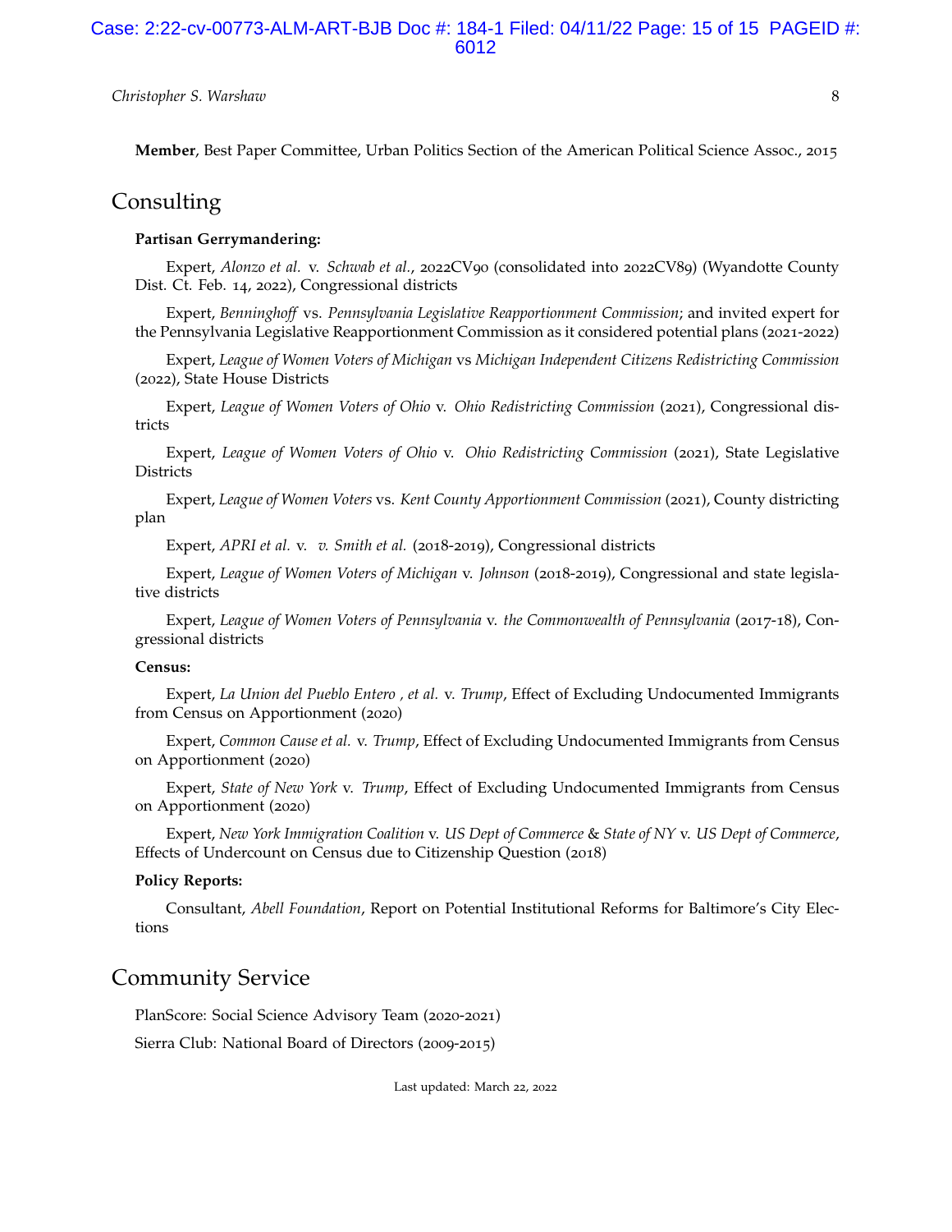**Member**, Best Paper Committee, Urban Politics Section of the American Political Science Assoc., 2015

## Consulting

**Partisan Gerrymandering:**

Expert, *Alonzo et al.* v. *Schwab et al.*, 2022CV90 (consolidated into 2022CV89) (Wyandotte County Dist. Ct. Feb. 14, 2022), Congressional districts

Expert, *Benninghoff* vs. *Pennsylvania Legislative Reapportionment Commission*; and invited expert for the Pennsylvania Legislative Reapportionment Commission as it considered potential plans (2021-2022)

Expert, *League of Women Voters of Michigan* vs *Michigan Independent Citizens Redistricting Commission* (2022), State House Districts

Expert, *League of Women Voters of Ohio* v. *Ohio Redistricting Commission* (2021), Congressional districts

Expert, *League of Women Voters of Ohio* v. *Ohio Redistricting Commission* (2021), State Legislative Districts

Expert, *League of Women Voters* vs. *Kent County Apportionment Commission* (2021), County districting plan

Expert, *APRI et al.* v. *v. Smith et al.* (2018-2019), Congressional districts

Expert, *League of Women Voters of Michigan* v. *Johnson* (2018-2019), Congressional and state legislative districts

Expert, *League of Women Voters of Pennsylvania* v. *the Commonwealth of Pennsylvania* (2017-18), Congressional districts

**Census:**

Expert, *La Union del Pueblo Entero , et al.* v. *Trump*, Effect of Excluding Undocumented Immigrants from Census on Apportionment (2020)

Expert, *Common Cause et al.* v. *Trump*, Effect of Excluding Undocumented Immigrants from Census on Apportionment (2020)

Expert, *State of New York* v. *Trump*, Effect of Excluding Undocumented Immigrants from Census on Apportionment (2020)

Expert, *New York Immigration Coalition* v. *US Dept of Commerce* & *State of NY* v. *US Dept of Commerce*, Effects of Undercount on Census due to Citizenship Question (2018)

**Policy Reports:**

Consultant, *Abell Foundation*, Report on Potential Institutional Reforms for Baltimore's City Elections

## Community Service

PlanScore: Social Science Advisory Team (2020-2021)

Sierra Club: National Board of Directors (2009-2015)

Last updated: March 22, 2022